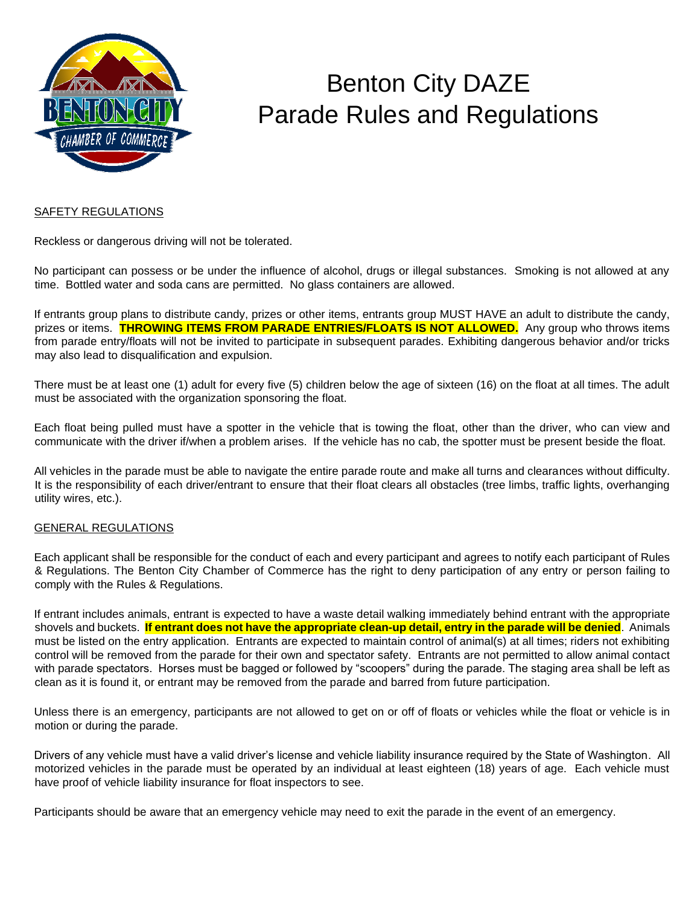# Benton City DAZE
# Parade Rules and Regulations

## SAFETY REGULATIONS

Reckless or dangerous driving will not be tolerated.

No participant can possess or be under the influence of alcohol, drugs or illegal substances. Smoking is not allowed at any time. Bottled water and soda cans are permitted. No glass containers are allowed.

If entrants group plans to distribute candy, prizes or other items, entrants group MUST HAVE an adult to distribute the candy, prizes or items. **THROWING ITEMS FROM PARADE ENTRIES/FLOATS IS NOT ALLOWED.** Any group who throws items from parade entry/floats will not be invited to participate in subsequent parades. Exhibiting dangerous behavior and/or tricks may also lead to disqualification and expulsion.

There must be at least one (1) adult for every five (5) children below the age of sixteen (16) on the float at all times. The adult must be associated with the organization sponsoring the float.

Each float being pulled must have a spotter in the vehicle that is towing the float, other than the driver, who can view and communicate with the driver if/when a problem arises. If the vehicle has no cab, the spotter must be present beside the float.

All vehicles in the parade must be able to navigate the entire parade route and make all turns and clearances without difficulty. It is the responsibility of each driver/entrant to ensure that their float clears all obstacles (tree limbs, traffic lights, overhanging utility wires, etc.).

## GENERAL REGULATIONS

Each applicant shall be responsible for the conduct of each and every participant and agrees to notify each participant of Rules & Regulations. The Benton City Chamber of Commerce has the right to deny participation of any entry or person failing to comply with the Rules & Regulations.

If entrant includes animals, entrant is expected to have a waste detail walking immediately behind entrant with the appropriate shovels and buckets. **If entrant does not have the appropriate clean-up detail, entry in the parade will be denied**. Animals must be listed on the entry application. Entrants are expected to maintain control of animal(s) at all times; riders not exhibiting control will be removed from the parade for their own and spectator safety. Entrants are not permitted to allow animal contact with parade spectators. Horses must be bagged or followed by "scoopers" during the parade. The staging area shall be left as clean as it is found it, or entrant may be removed from the parade and barred from future participation.

Unless there is an emergency, participants are not allowed to get on or off of floats or vehicles while the float or vehicle is in motion or during the parade.

Drivers of any vehicle must have a valid driver's license and vehicle liability insurance required by the State of Washington. All motorized vehicles in the parade must be operated by an individual at least eighteen (18) years of age. Each vehicle must have proof of vehicle liability insurance for float inspectors to see.

Participants should be aware that an emergency vehicle may need to exit the parade in the event of an emergency.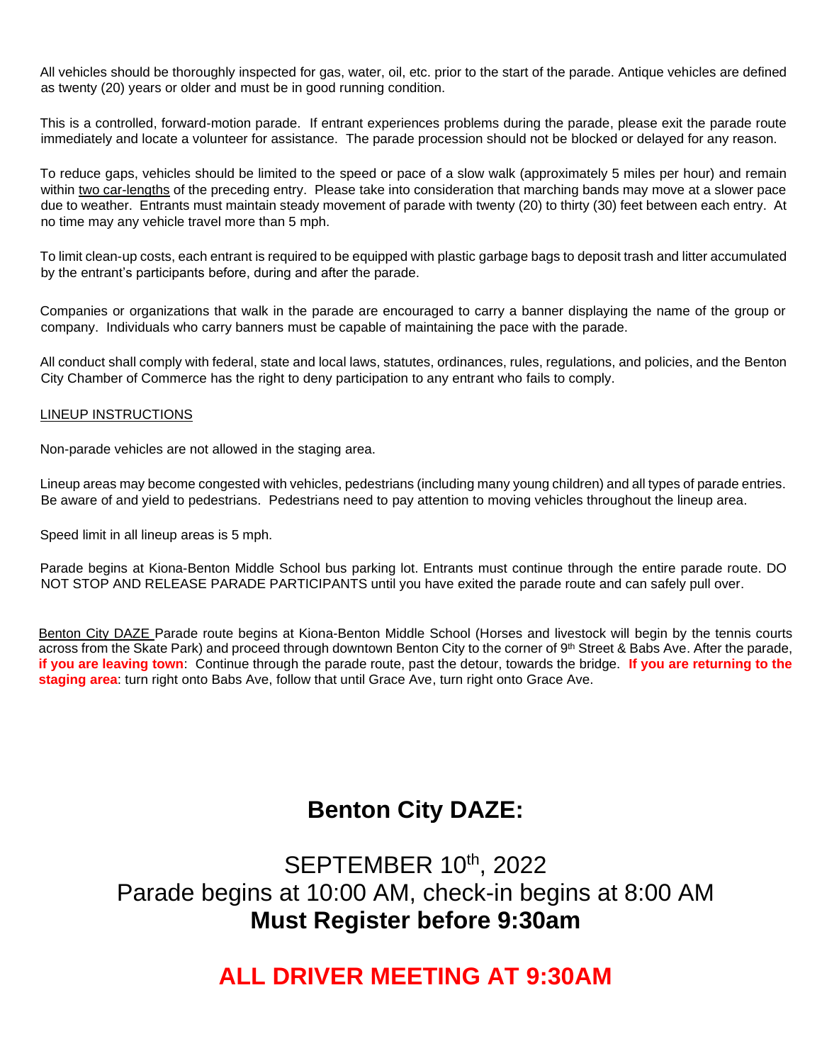All vehicles should be thoroughly inspected for gas, water, oil, etc. prior to the start of the parade. Antique vehicles are defined as twenty (20) years or older and must be in good running condition.

This is a controlled, forward-motion parade. If entrant experiences problems during the parade, please exit the parade route immediately and locate a volunteer for assistance. The parade procession should not be blocked or delayed for any reason.

To reduce gaps, vehicles should be limited to the speed or pace of a slow walk (approximately 5 miles per hour) and remain within two car-lengths of the preceding entry. Please take into consideration that marching bands may move at a slower pace due to weather. Entrants must maintain steady movement of parade with twenty (20) to thirty (30) feet between each entry. At no time may any vehicle travel more than 5 mph.

To limit clean-up costs, each entrant is required to be equipped with plastic garbage bags to deposit trash and litter accumulated by the entrant's participants before, during and after the parade.

Companies or organizations that walk in the parade are encouraged to carry a banner displaying the name of the group or company. Individuals who carry banners must be capable of maintaining the pace with the parade.

All conduct shall comply with federal, state and local laws, statutes, ordinances, rules, regulations, and policies, and the Benton City Chamber of Commerce has the right to deny participation to any entrant who fails to comply.

LINEUP INSTRUCTIONS

Non-parade vehicles are not allowed in the staging area.

Lineup areas may become congested with vehicles, pedestrians (including many young children) and all types of parade entries. Be aware of and yield to pedestrians. Pedestrians need to pay attention to moving vehicles throughout the lineup area.

Speed limit in all lineup areas is 5 mph.

Parade begins at Kiona-Benton Middle School bus parking lot. Entrants must continue through the entire parade route. DO NOT STOP AND RELEASE PARADE PARTICIPANTS until you have exited the parade route and can safely pull over.

Benton City DAZE Parade route begins at Kiona-Benton Middle School (Horses and livestock will begin by the tennis courts across from the Skate Park) and proceed through downtown Benton City to the corner of 9th Street & Babs Ave. After the parade, **if you are leaving town**: Continue through the parade route, past the detour, towards the bridge. **If you are returning to the staging area**: turn right onto Babs Ave, follow that until Grace Ave, turn right onto Grace Ave.

# Benton City DAZE:

## SEPTEMBER 10th, 2022

## Parade begins at 10:00 AM, check-in begins at 8:00 AM

## **Must Register before 9:30am**

# ALL DRIVER MEETING AT 9:30AM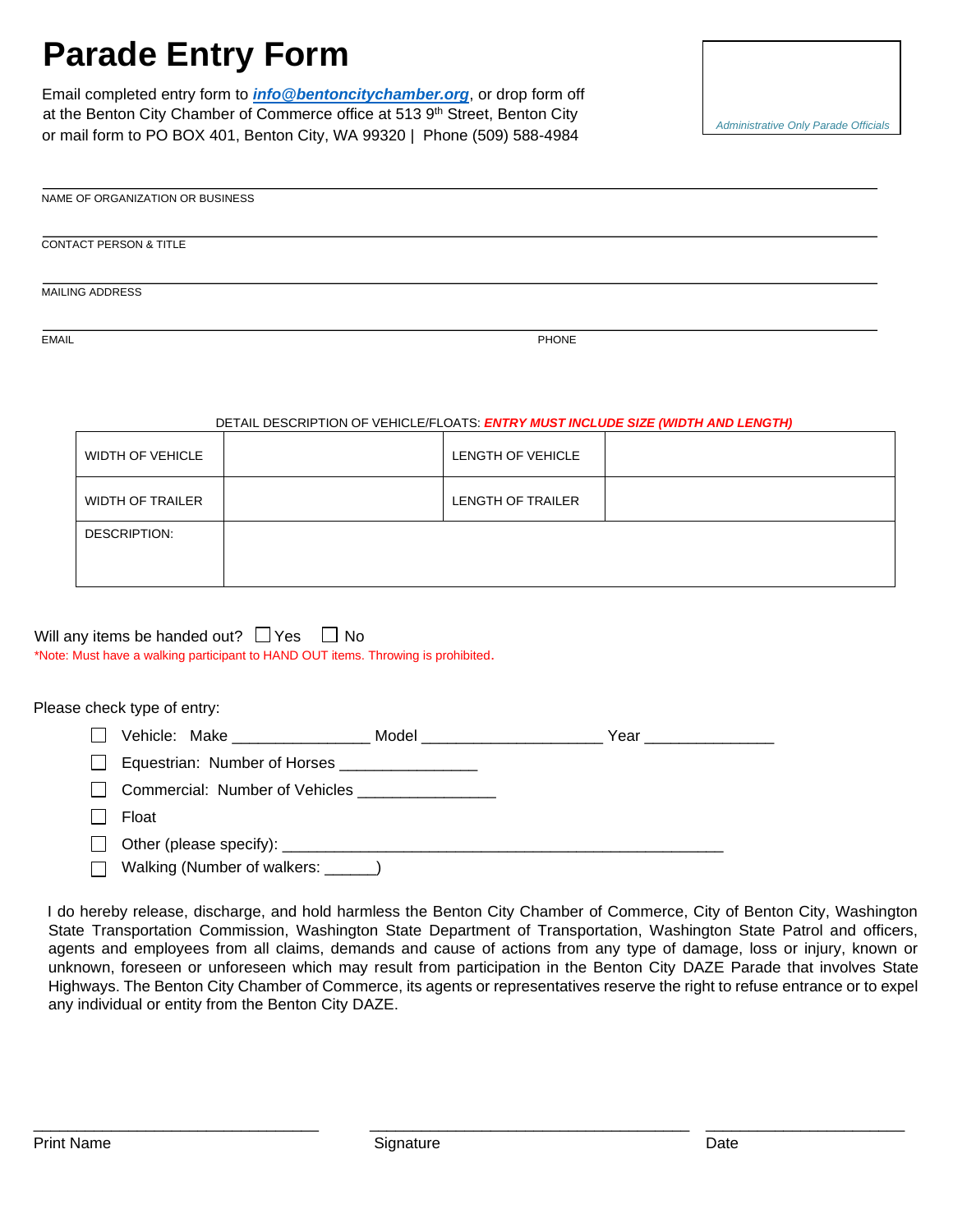# Parade Entry Form

Email completed entry form to ***info@bentoncitychamber.org***, or drop form off at the Benton City Chamber of Commerce office at 513 9th Street, Benton City or mail form to PO BOX 401, Benton City, WA 99320 | Phone (509) 588-4984

*Administrative Only Parade Officials*

NAME OF ORGANIZATION OR BUSINESS

CONTACT PERSON & TITLE

MAILING ADDRESS

EMAIL PHONE

DETAIL DESCRIPTION OF VEHICLE/FLOATS: ***ENTRY MUST INCLUDE SIZE (WIDTH AND LENGTH)***

| WIDTH OF VEHICLE | | LENGTH OF VEHICLE | |
|---|---|---|---|
| WIDTH OF TRAILER | | LENGTH OF TRAILER | |
| DESCRIPTION: | | | |

Will any items be handed out? ☐ Yes ☐ No

*Note: Must have a walking participant to HAND OUT items. Throwing is prohibited.

Please check type of entry:

- ☐ Vehicle: Make _______________ Model ____________________ Year ______________
- ☐ Equestrian: Number of Horses _______________
- ☐ Commercial: Number of Vehicles _______________
- ☐ Float
- ☐ Other (please specify): ________________________________________________
- ☐ Walking (Number of walkers: ______)

I do hereby release, discharge, and hold harmless the Benton City Chamber of Commerce, City of Benton City, Washington State Transportation Commission, Washington State Department of Transportation, Washington State Patrol and officers, agents and employees from all claims, demands and cause of actions from any type of damage, loss or injury, known or unknown, foreseen or unforeseen which may result from participation in the Benton City DAZE Parade that involves State Highways. The Benton City Chamber of Commerce, its agents or representatives reserve the right to refuse entrance or to expel any individual or entity from the Benton City DAZE.

________________________________ ____________________________________ ______________________

Print Name Signature Date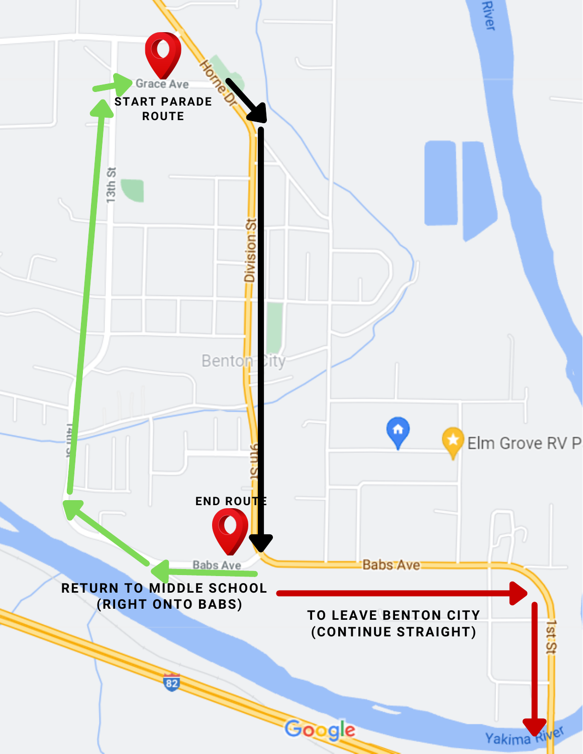START PARADE ROUTE

END ROUTE

RETURN TO MIDDLE SCHOOL (RIGHT ONTO BABS)

TO LEAVE BENTON CITY (CONTINUE STRAIGHT)

Grace Ave

Home Dr

13th St

14th St

Division St

9th St

Benton City

Elm Grove RV P

Babs Ave

1st St

Yakima River

River

82

Google